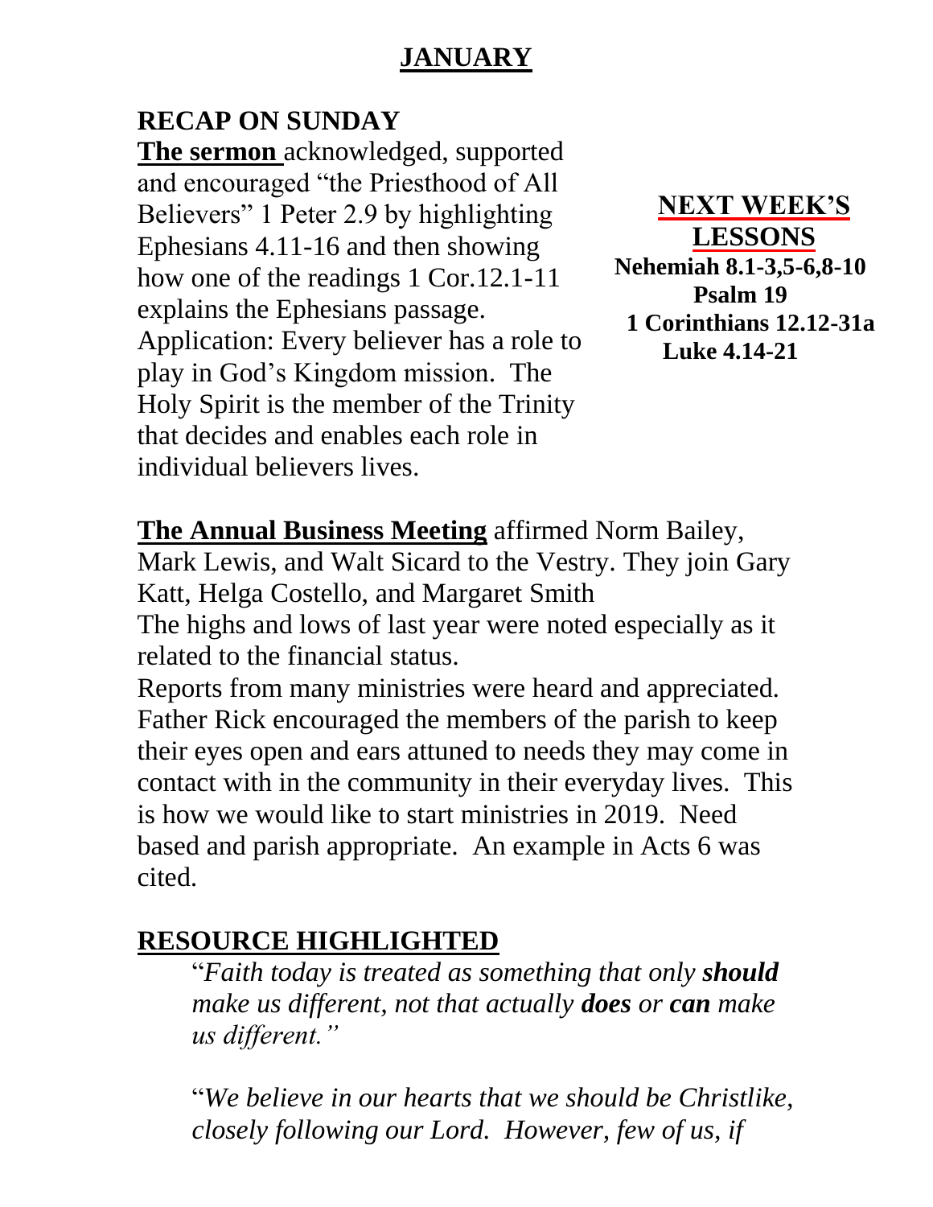# JANUARY

## RECAP ON SUNDAY

**The sermon** acknowledged, supported and encouraged "the Priesthood of All Believers" 1 Peter 2.9 by highlighting Ephesians 4.11-16 and then showing how one of the readings 1 Cor.12.1-11 explains the Ephesians passage. Application: Every believer has a role to play in God's Kingdom mission. The Holy Spirit is the member of the Trinity that decides and enables each role in individual believers lives.

## NEXT WEEK'S LESSONS

**Nehemiah 8.1-3,5-6,8-10**
**Psalm 19**
**1 Corinthians 12.12-31a**
**Luke 4.14-21**

**The Annual Business Meeting** affirmed Norm Bailey, Mark Lewis, and Walt Sicard to the Vestry. They join Gary Katt, Helga Costello, and Margaret Smith

The highs and lows of last year were noted especially as it related to the financial status.

Reports from many ministries were heard and appreciated. Father Rick encouraged the members of the parish to keep their eyes open and ears attuned to needs they may come in contact with in the community in their everyday lives. This is how we would like to start ministries in 2019. Need based and parish appropriate. An example in Acts 6 was cited.

## RESOURCE HIGHLIGHTED

"*Faith today is treated as something that only **should** make us different, not that actually **does** or **can** make us different."*

"*We believe in our hearts that we should be Christlike, closely following our Lord. However, few of us, if*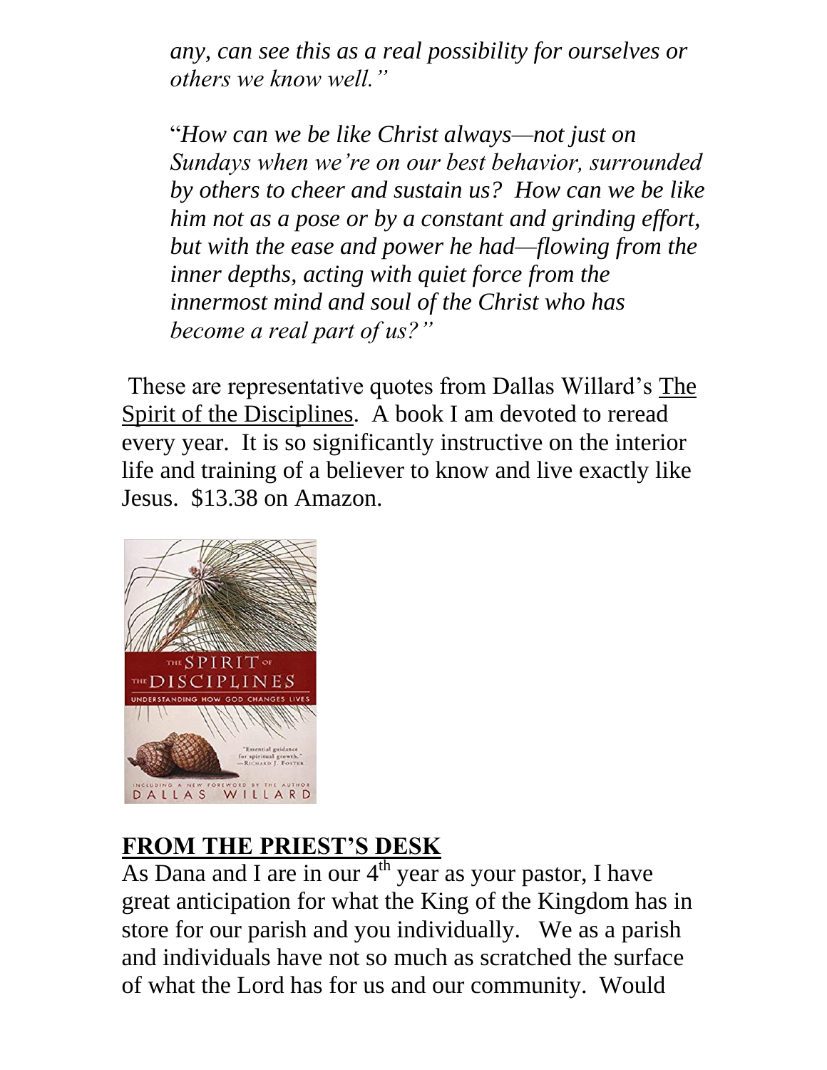*any, can see this as a real possibility for ourselves or others we know well."*

"*How can we be like Christ always—not just on Sundays when we're on our best behavior, surrounded by others to cheer and sustain us? How can we be like him not as a pose or by a constant and grinding effort, but with the ease and power he had—flowing from the inner depths, acting with quiet force from the innermost mind and soul of the Christ who has become a real part of us?"*

These are representative quotes from Dallas Willard's The Spirit of the Disciplines. A book I am devoted to reread every year. It is so significantly instructive on the interior life and training of a believer to know and live exactly like Jesus. $13.38 on Amazon.

## FROM THE PRIEST'S DESK

As Dana and I are in our 4th year as your pastor, I have great anticipation for what the King of the Kingdom has in store for our parish and you individually. We as a parish and individuals have not so much as scratched the surface of what the Lord has for us and our community. Would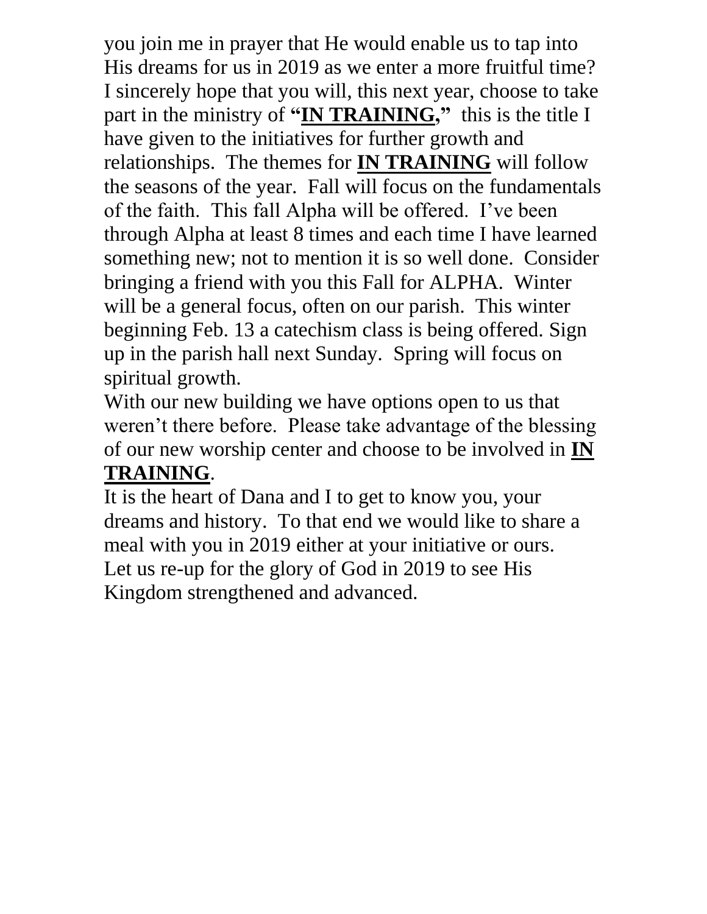you join me in prayer that He would enable us to tap into His dreams for us in 2019 as we enter a more fruitful time? I sincerely hope that you will, this next year, choose to take part in the ministry of **"IN TRAINING,"** this is the title I have given to the initiatives for further growth and relationships. The themes for **IN TRAINING** will follow the seasons of the year. Fall will focus on the fundamentals of the faith. This fall Alpha will be offered. I've been through Alpha at least 8 times and each time I have learned something new; not to mention it is so well done. Consider bringing a friend with you this Fall for ALPHA. Winter will be a general focus, often on our parish. This winter beginning Feb. 13 a catechism class is being offered. Sign up in the parish hall next Sunday. Spring will focus on spiritual growth.

With our new building we have options open to us that weren't there before. Please take advantage of the blessing of our new worship center and choose to be involved in **IN TRAINING**.

It is the heart of Dana and I to get to know you, your dreams and history. To that end we would like to share a meal with you in 2019 either at your initiative or ours. Let us re-up for the glory of God in 2019 to see His Kingdom strengthened and advanced.